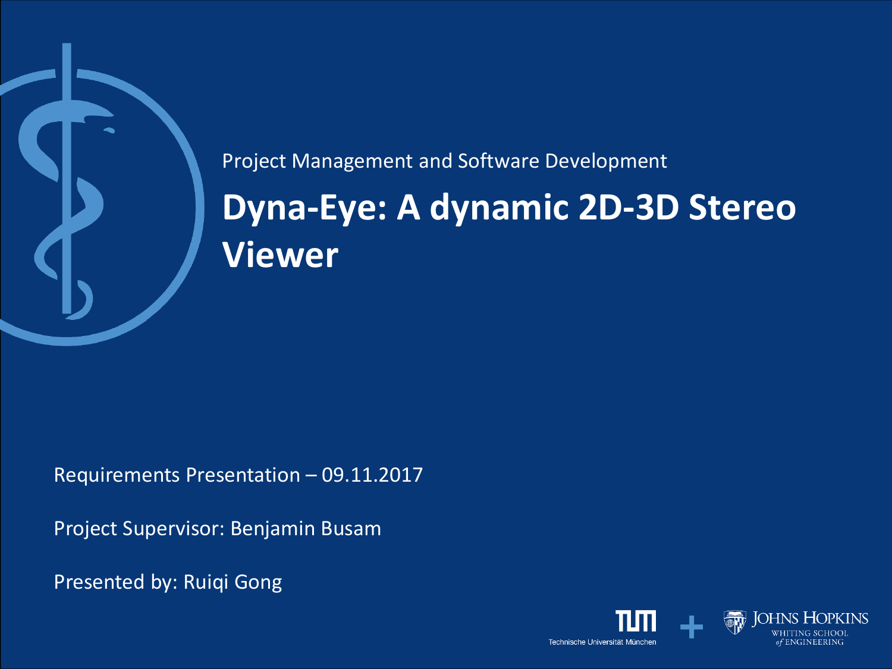Project Management and Software Development

# Dyna-Eye: A dynamic 2D-3D Stereo Viewer

Requirements Presentation – 09.11.2017

Project Supervisor: Benjamin Busam

Presented by: Ruiqi Gong

Technische Universität München + Johns Hopkins Whiting School of Engineering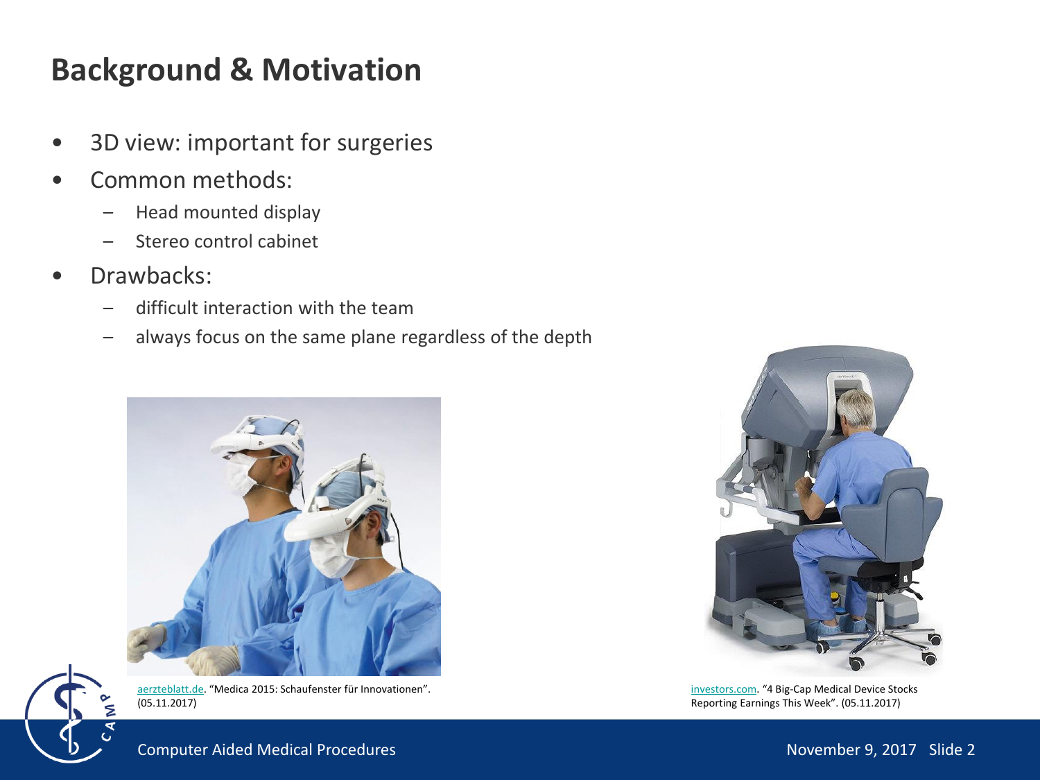# Background & Motivation

- 3D view: important for surgeries
- Common methods:
  - Head mounted display
  - Stereo control cabinet
- Drawbacks:
  - difficult interaction with the team
  - always focus on the same plane regardless of the depth

aerzteblatt.de. "Medica 2015: Schaufenster für Innovationen". (05.11.2017)

investors.com. "4 Big-Cap Medical Device Stocks Reporting Earnings This Week". (05.11.2017)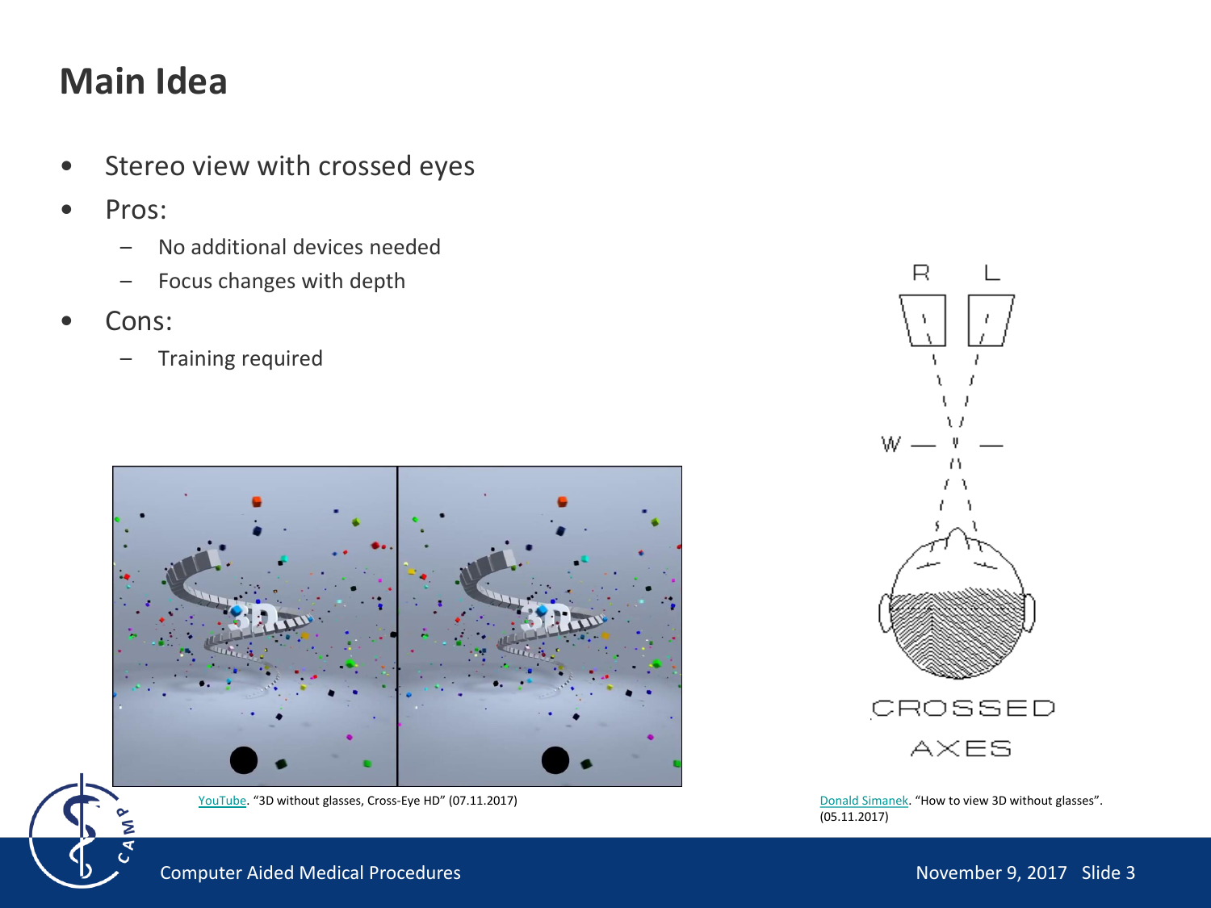# Main Idea

- Stereo view with crossed eyes
- Pros:
  - No additional devices needed
  - Focus changes with depth
- Cons:
  - Training required

YouTube. "3D without glasses, Cross-Eye HD" (07.11.2017)

Donald Simanek. "How to view 3D without glasses". (05.11.2017)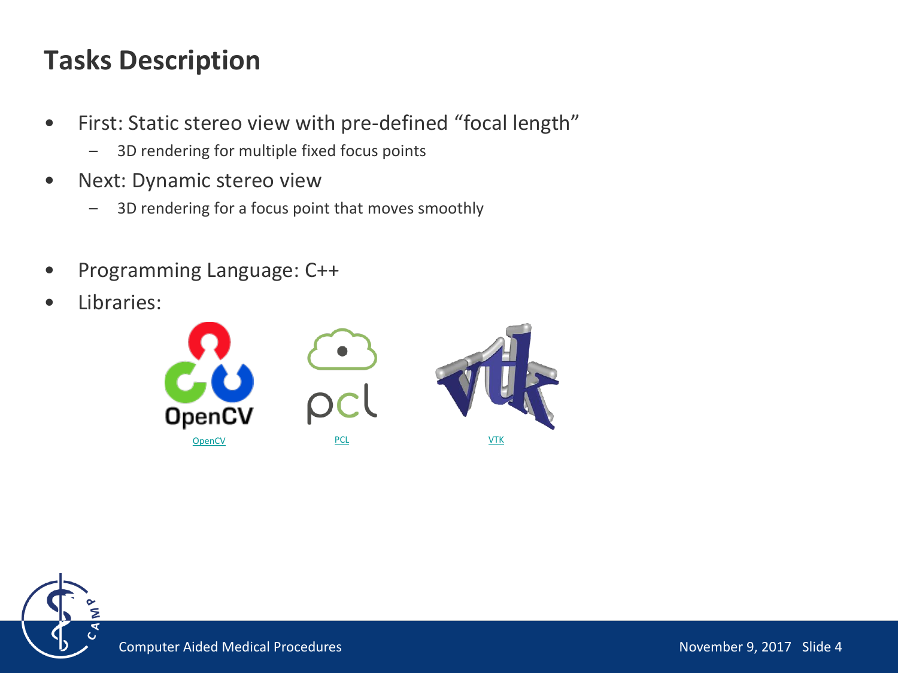# Tasks Description

- First: Static stereo view with pre-defined "focal length"
  - 3D rendering for multiple fixed focus points
- Next: Dynamic stereo view
  - 3D rendering for a focus point that moves smoothly

- Programming Language: C++
- Libraries:

OpenCV PCL VTK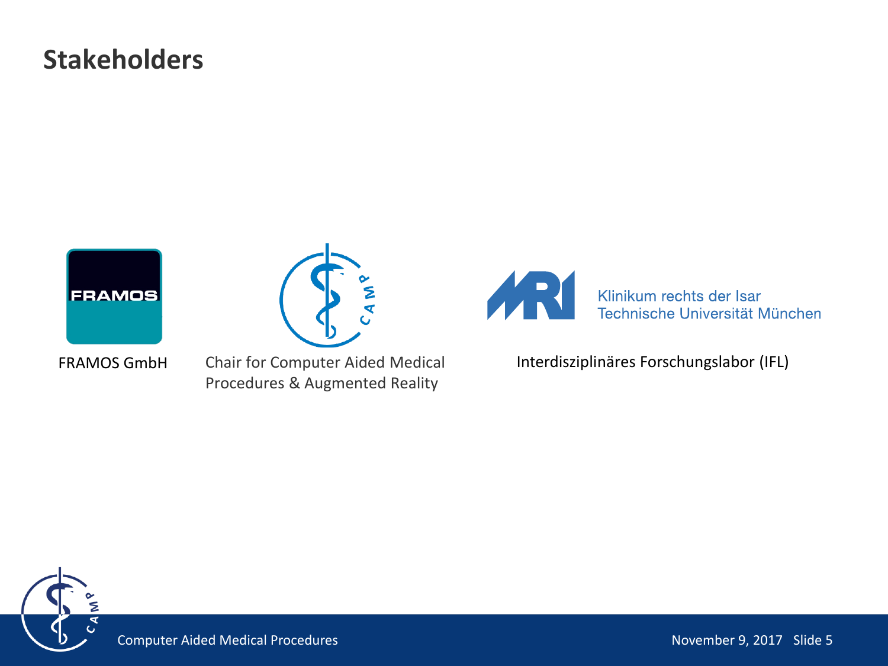# Stakeholders

FRAMOS GmbH

Chair for Computer Aided Medical Procedures & Augmented Reality

Klinikum rechts der Isar
Technische Universität München

Interdisziplinäres Forschungslabor (IFL)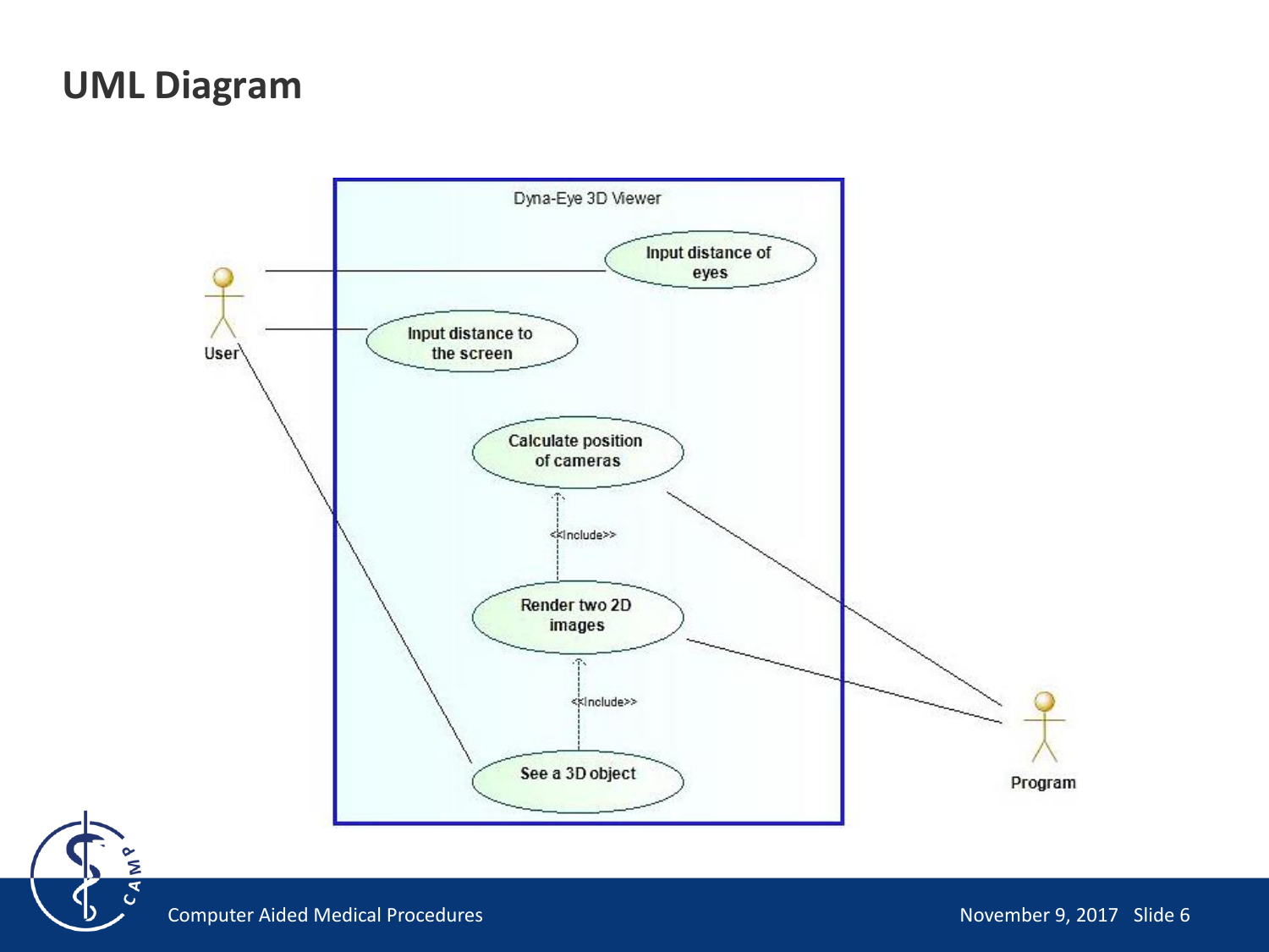# UML Diagram

Dyna-Eye 3D Viewer

User

Input distance of eyes

Input distance to the screen

Calculate position of cameras

<<Include>>

Render two 2D images

<<Include>>

See a 3D object

Program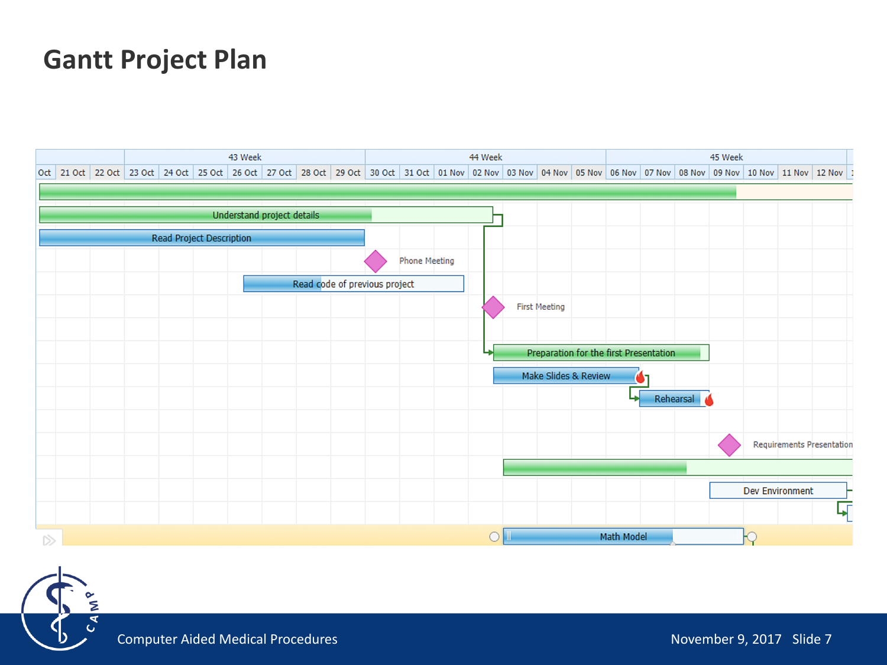# Gantt Project Plan

| | 43 Week | | | | | | | | 44 Week | | | | | | | 45 Week | | | | | | |
|---|---|---|---|---|---|---|---|---|---|---|---|---|---|---|---|---|---|---|---|---|---|---|
| Oct | 21 Oct | 22 Oct | 23 Oct | 24 Oct | 25 Oct | 26 Oct | 27 Oct | 28 Oct | 29 Oct | 30 Oct | 31 Oct | 01 Nov | 02 Nov | 03 Nov | 04 Nov | 05 Nov | 06 Nov | 07 Nov | 08 Nov | 09 Nov | 10 Nov | 11 Nov | 12 Nov |

- Understand project details
- Read Project Description
- Phone Meeting
- Read code of previous project
- First Meeting
- Preparation for the first Presentation
- Make Slides & Review
- Rehearsal
- Requirements Presentation
- Dev Environment
- Math Model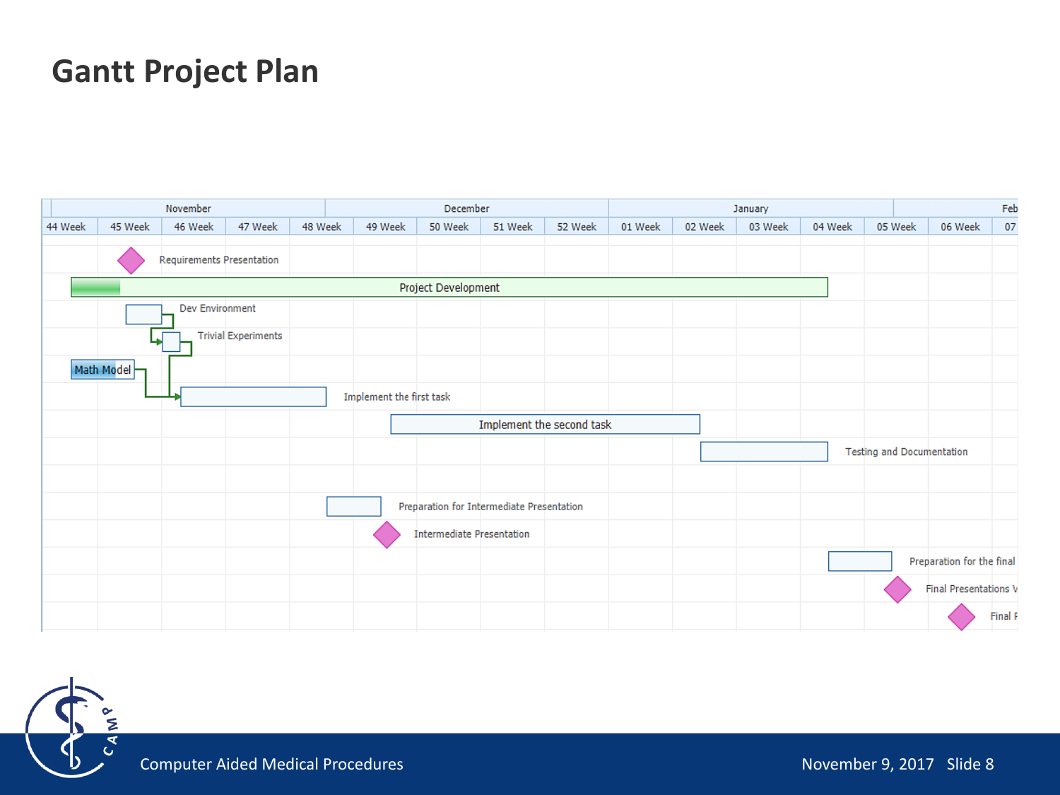# Gantt Project Plan

| | November | | | | December | | | | January | | | | Feb |
|---|---|---|---|---|---|---|---|---|---|---|---|---|---|
| 44 Week | 45 Week | 46 Week | 47 Week | 48 Week | 49 Week | 50 Week | 51 Week | 52 Week | 01 Week | 02 Week | 03 Week | 04 Week | 05 Week | 06 Week | 07 |

- Requirements Presentation
- Project Development
- Dev Environment
- Trivial Experiments
- Math Model
- Implement the first task
- Implement the second task
- Testing and Documentation
- Preparation for Intermediate Presentation
- Intermediate Presentation
- Preparation for the final
- Final Presentations V
- Final F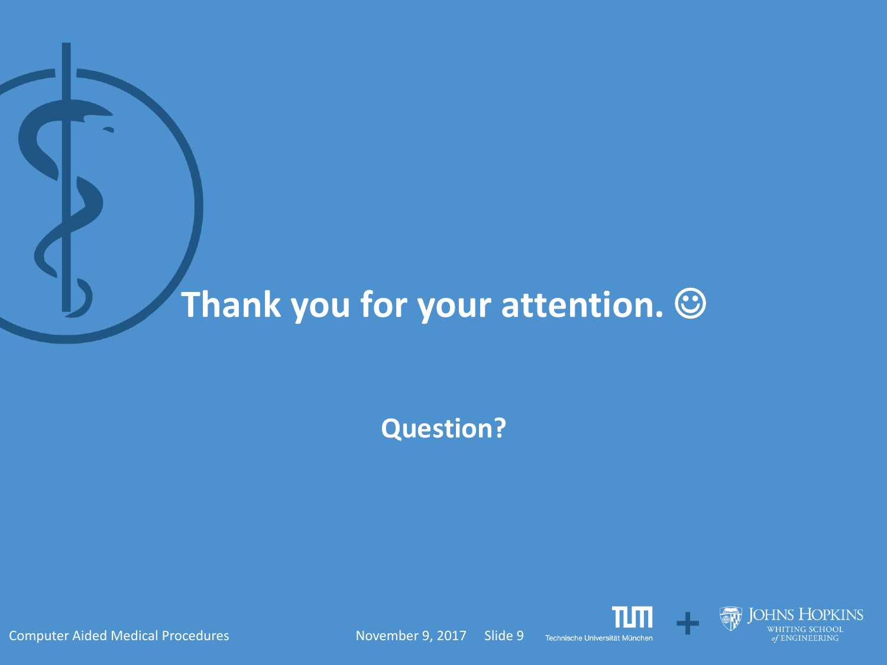# Thank you for your attention. ☺

**Question?**